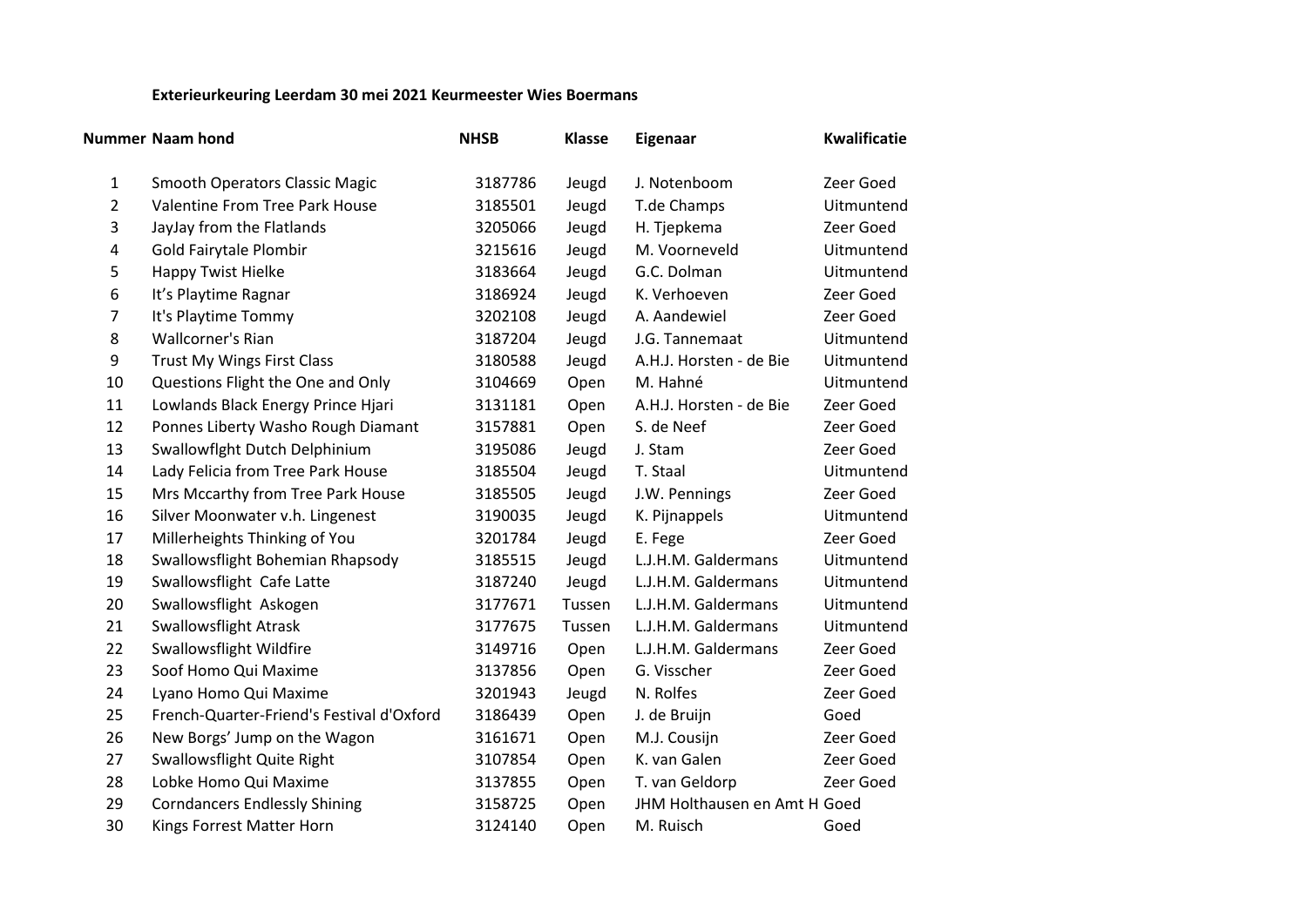**Exterieurkeuring Leerdam 30 mei 2021 Keurmeester Wies Boermans**

| Nummer | Naam hond | NHSB | Klasse | Eigenaar | Kwalificatie |
|---|---|---|---|---|---|
| 1 | Smooth Operators Classic Magic | 3187786 | Jeugd | J. Notenboom | Zeer Goed |
| 2 | Valentine From Tree Park House | 3185501 | Jeugd | T.de Champs | Uitmuntend |
| 3 | JayJay from the Flatlands | 3205066 | Jeugd | H. Tjepkema | Zeer Goed |
| 4 | Gold Fairytale Plombir | 3215616 | Jeugd | M. Voorneveld | Uitmuntend |
| 5 | Happy Twist Hielke | 3183664 | Jeugd | G.C. Dolman | Uitmuntend |
| 6 | It’s Playtime Ragnar | 3186924 | Jeugd | K. Verhoeven | Zeer Goed |
| 7 | It's Playtime Tommy | 3202108 | Jeugd | A. Aandewiel | Zeer Goed |
| 8 | Wallcorner's Rian | 3187204 | Jeugd | J.G. Tannemaat | Uitmuntend |
| 9 | Trust My Wings First Class | 3180588 | Jeugd | A.H.J. Horsten - de Bie | Uitmuntend |
| 10 | Questions Flight the One and Only | 3104669 | Open | M. Hahné | Uitmuntend |
| 11 | Lowlands Black Energy Prince Hjari | 3131181 | Open | A.H.J. Horsten - de Bie | Zeer Goed |
| 12 | Ponnes Liberty Washo Rough Diamant | 3157881 | Open | S. de Neef | Zeer Goed |
| 13 | Swallowflght Dutch Delphinium | 3195086 | Jeugd | J. Stam | Zeer Goed |
| 14 | Lady Felicia from Tree Park House | 3185504 | Jeugd | T. Staal | Uitmuntend |
| 15 | Mrs Mccarthy from Tree Park House | 3185505 | Jeugd | J.W. Pennings | Zeer Goed |
| 16 | Silver Moonwater v.h. Lingenest | 3190035 | Jeugd | K. Pijnappels | Uitmuntend |
| 17 | Millerheights Thinking of You | 3201784 | Jeugd | E. Fege | Zeer Goed |
| 18 | Swallowsflight Bohemian Rhapsody | 3185515 | Jeugd | L.J.H.M. Galdermans | Uitmuntend |
| 19 | Swallowsflight Cafe Latte | 3187240 | Jeugd | L.J.H.M. Galdermans | Uitmuntend |
| 20 | Swallowsflight Askogen | 3177671 | Tussen | L.J.H.M. Galdermans | Uitmuntend |
| 21 | Swallowsflight Atrask | 3177675 | Tussen | L.J.H.M. Galdermans | Uitmuntend |
| 22 | Swallowsflight Wildfire | 3149716 | Open | L.J.H.M. Galdermans | Zeer Goed |
| 23 | Soof Homo Qui Maxime | 3137856 | Open | G. Visscher | Zeer Goed |
| 24 | Lyano Homo Qui Maxime | 3201943 | Jeugd | N. Rolfes | Zeer Goed |
| 25 | French-Quarter-Friend's Festival d'Oxford | 3186439 | Open | J. de Bruijn | Goed |
| 26 | New Borgs’ Jump on the Wagon | 3161671 | Open | M.J. Cousijn | Zeer Goed |
| 27 | Swallowsflight Quite Right | 3107854 | Open | K. van Galen | Zeer Goed |
| 28 | Lobke Homo Qui Maxime | 3137855 | Open | T. van Geldorp | Zeer Goed |
| 29 | Corndancers Endlessly Shining | 3158725 | Open | JHM Holthausen en Amt H | Goed |
| 30 | Kings Forrest Matter Horn | 3124140 | Open | M. Ruisch | Goed |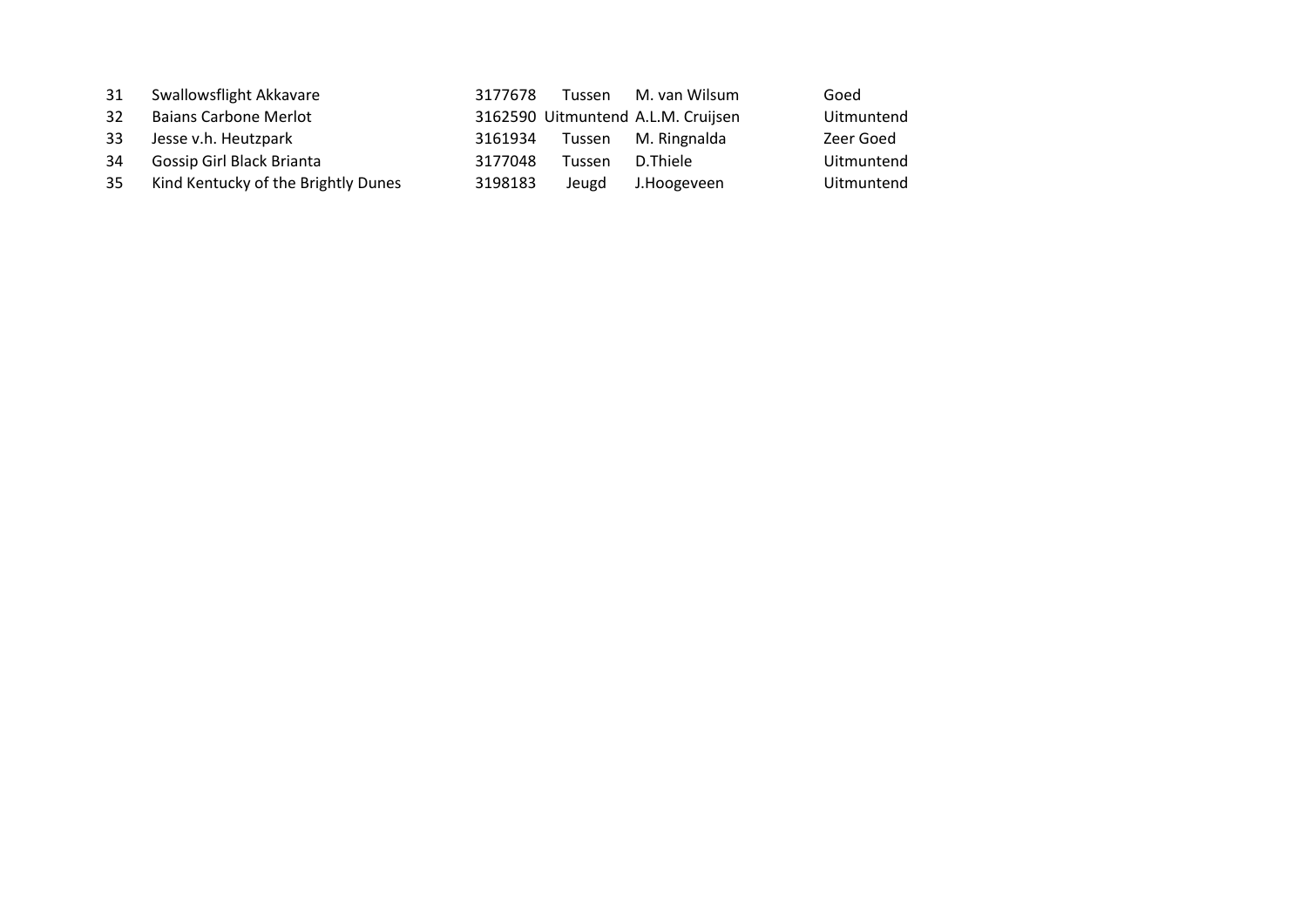| | | | | | |
|---|---|---|---|---|---|
| 31 | Swallowsflight Akkavare | 3177678 | Tussen | M. van Wilsum | Goed |
| 32 | Baians Carbone Merlot | 3162590 | Uitmuntend | A.L.M. Cruijsen | Uitmuntend |
| 33 | Jesse v.h. Heutzpark | 3161934 | Tussen | M. Ringnalda | Zeer Goed |
| 34 | Gossip Girl Black Brianta | 3177048 | Tussen | D.Thiele | Uitmuntend |
| 35 | Kind Kentucky of the Brightly Dunes | 3198183 | Jeugd | J.Hoogeveen | Uitmuntend |